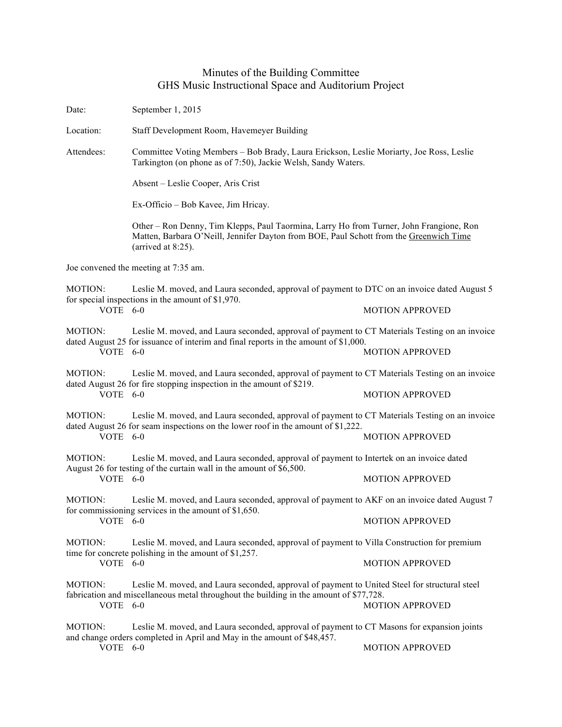# Minutes of the Building Committee
## GHS Music Instructional Space and Auditorium Project

Date: September 1, 2015

Location: Staff Development Room, Havemeyer Building

Attendees: Committee Voting Members – Bob Brady, Laura Erickson, Leslie Moriarty, Joe Ross, Leslie Tarkington (on phone as of 7:50), Jackie Welsh, Sandy Waters.

Absent – Leslie Cooper, Aris Crist

Ex-Officio – Bob Kavee, Jim Hricay.

Other – Ron Denny, Tim Klepps, Paul Taormina, Larry Ho from Turner, John Frangione, Ron Matten, Barbara O'Neill, Jennifer Dayton from BOE, Paul Schott from the Greenwich Time (arrived at 8:25).

Joe convened the meeting at 7:35 am.

MOTION: Leslie M. moved, and Laura seconded, approval of payment to DTC on an invoice dated August 5 for special inspections in the amount of $1,970.
VOTE 6-0 MOTION APPROVED

MOTION: Leslie M. moved, and Laura seconded, approval of payment to CT Materials Testing on an invoice dated August 25 for issuance of interim and final reports in the amount of $1,000.
VOTE 6-0 MOTION APPROVED

MOTION: Leslie M. moved, and Laura seconded, approval of payment to CT Materials Testing on an invoice dated August 26 for fire stopping inspection in the amount of $219.
VOTE 6-0 MOTION APPROVED

MOTION: Leslie M. moved, and Laura seconded, approval of payment to CT Materials Testing on an invoice dated August 26 for seam inspections on the lower roof in the amount of $1,222.
VOTE 6-0 MOTION APPROVED

MOTION: Leslie M. moved, and Laura seconded, approval of payment to Intertek on an invoice dated August 26 for testing of the curtain wall in the amount of $6,500.
VOTE 6-0 MOTION APPROVED

MOTION: Leslie M. moved, and Laura seconded, approval of payment to AKF on an invoice dated August 7 for commissioning services in the amount of $1,650.
VOTE 6-0 MOTION APPROVED

MOTION: Leslie M. moved, and Laura seconded, approval of payment to Villa Construction for premium time for concrete polishing in the amount of $1,257.
VOTE 6-0 MOTION APPROVED

MOTION: Leslie M. moved, and Laura seconded, approval of payment to United Steel for structural steel fabrication and miscellaneous metal throughout the building in the amount of $77,728.
VOTE 6-0 MOTION APPROVED

MOTION: Leslie M. moved, and Laura seconded, approval of payment to CT Masons for expansion joints and change orders completed in April and May in the amount of $48,457.
VOTE 6-0 MOTION APPROVED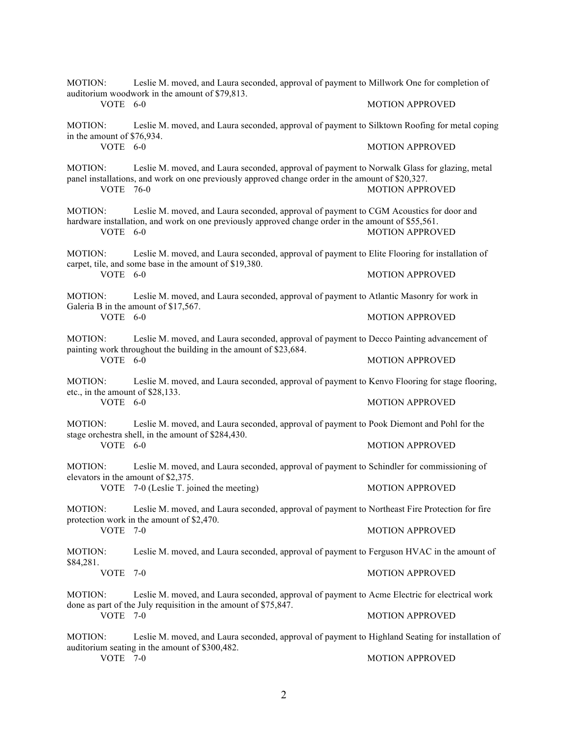MOTION: Leslie M. moved, and Laura seconded, approval of payment to Millwork One for completion of auditorium woodwork in the amount of $79,813.
VOTE 6-0 MOTION APPROVED

MOTION: Leslie M. moved, and Laura seconded, approval of payment to Silktown Roofing for metal coping in the amount of $76,934.
VOTE 6-0 MOTION APPROVED

MOTION: Leslie M. moved, and Laura seconded, approval of payment to Norwalk Glass for glazing, metal panel installations, and work on one previously approved change order in the amount of $20,327.
VOTE 76-0 MOTION APPROVED

MOTION: Leslie M. moved, and Laura seconded, approval of payment to CGM Acoustics for door and hardware installation, and work on one previously approved change order in the amount of $55,561.
VOTE 6-0 MOTION APPROVED

MOTION: Leslie M. moved, and Laura seconded, approval of payment to Elite Flooring for installation of carpet, tile, and some base in the amount of $19,380.
VOTE 6-0 MOTION APPROVED

MOTION: Leslie M. moved, and Laura seconded, approval of payment to Atlantic Masonry for work in Galeria B in the amount of $17,567.
VOTE 6-0 MOTION APPROVED

MOTION: Leslie M. moved, and Laura seconded, approval of payment to Decco Painting advancement of painting work throughout the building in the amount of $23,684.
VOTE 6-0 MOTION APPROVED

MOTION: Leslie M. moved, and Laura seconded, approval of payment to Kenvo Flooring for stage flooring, etc., in the amount of $28,133.
VOTE 6-0 MOTION APPROVED

MOTION: Leslie M. moved, and Laura seconded, approval of payment to Pook Diemont and Pohl for the stage orchestra shell, in the amount of $284,430.
VOTE 6-0 MOTION APPROVED

MOTION: Leslie M. moved, and Laura seconded, approval of payment to Schindler for commissioning of elevators in the amount of $2,375.
VOTE 7-0 (Leslie T. joined the meeting) MOTION APPROVED

MOTION: Leslie M. moved, and Laura seconded, approval of payment to Northeast Fire Protection for fire protection work in the amount of $2,470.
VOTE 7-0 MOTION APPROVED

MOTION: Leslie M. moved, and Laura seconded, approval of payment to Ferguson HVAC in the amount of $84,281.
VOTE 7-0 MOTION APPROVED

MOTION: Leslie M. moved, and Laura seconded, approval of payment to Acme Electric for electrical work done as part of the July requisition in the amount of $75,847.
VOTE 7-0 MOTION APPROVED

MOTION: Leslie M. moved, and Laura seconded, approval of payment to Highland Seating for installation of auditorium seating in the amount of $300,482.
VOTE 7-0 MOTION APPROVED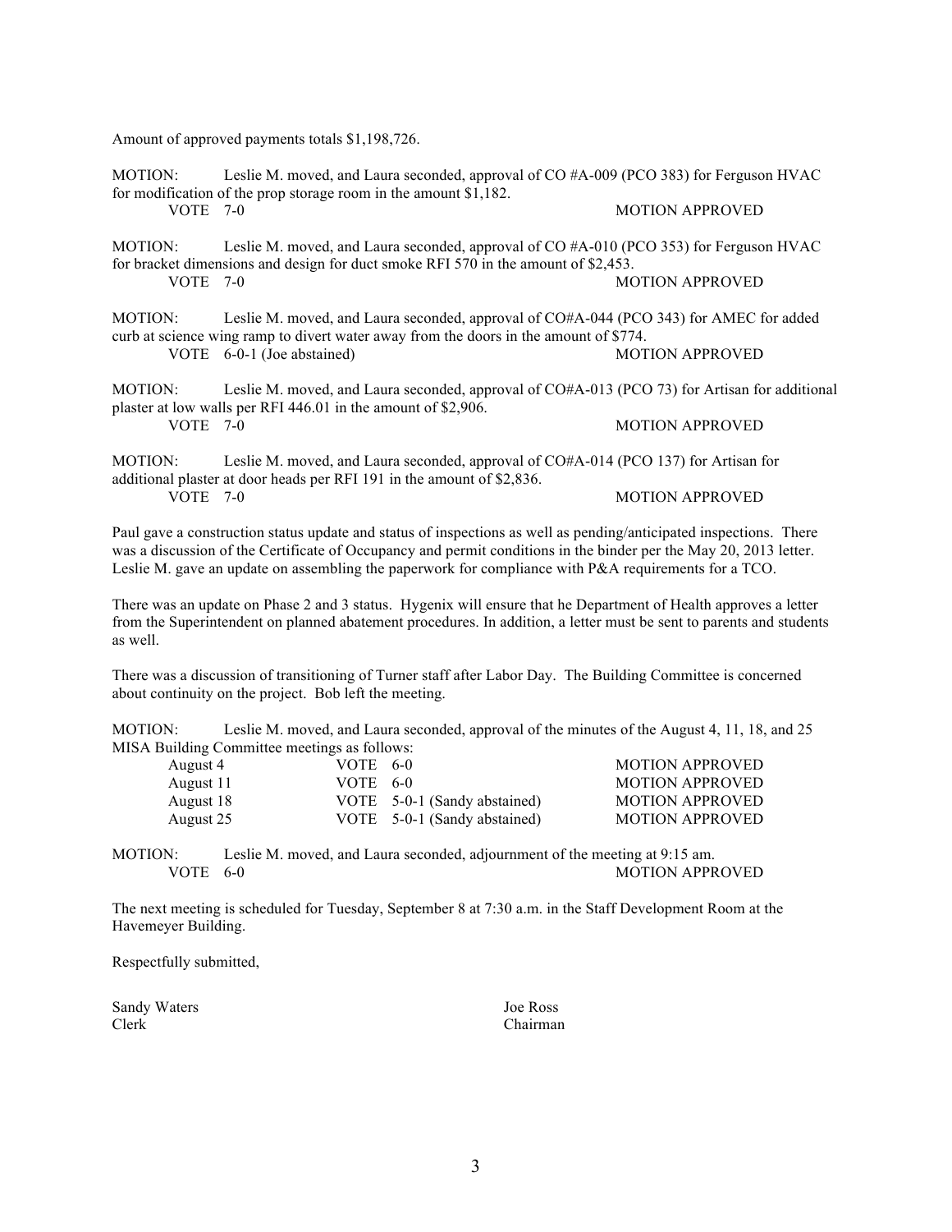Amount of approved payments totals $1,198,726.

MOTION: Leslie M. moved, and Laura seconded, approval of CO #A-009 (PCO 383) for Ferguson HVAC for modification of the prop storage room in the amount $1,182.
VOTE 7-0 MOTION APPROVED

MOTION: Leslie M. moved, and Laura seconded, approval of CO #A-010 (PCO 353) for Ferguson HVAC for bracket dimensions and design for duct smoke RFI 570 in the amount of $2,453.
VOTE 7-0 MOTION APPROVED

MOTION: Leslie M. moved, and Laura seconded, approval of CO#A-044 (PCO 343) for AMEC for added curb at science wing ramp to divert water away from the doors in the amount of $774.
VOTE 6-0-1 (Joe abstained) MOTION APPROVED

MOTION: Leslie M. moved, and Laura seconded, approval of CO#A-013 (PCO 73) for Artisan for additional plaster at low walls per RFI 446.01 in the amount of $2,906.
VOTE 7-0 MOTION APPROVED

MOTION: Leslie M. moved, and Laura seconded, approval of CO#A-014 (PCO 137) for Artisan for additional plaster at door heads per RFI 191 in the amount of $2,836.
VOTE 7-0 MOTION APPROVED

Paul gave a construction status update and status of inspections as well as pending/anticipated inspections. There was a discussion of the Certificate of Occupancy and permit conditions in the binder per the May 20, 2013 letter. Leslie M. gave an update on assembling the paperwork for compliance with P&A requirements for a TCO.

There was an update on Phase 2 and 3 status. Hygenix will ensure that he Department of Health approves a letter from the Superintendent on planned abatement procedures. In addition, a letter must be sent to parents and students as well.

There was a discussion of transitioning of Turner staff after Labor Day. The Building Committee is concerned about continuity on the project. Bob left the meeting.

MOTION: Leslie M. moved, and Laura seconded, approval of the minutes of the August 4, 11, 18, and 25 MISA Building Committee meetings as follows:

| | | |
|---|---|---|
| August 4 | VOTE 6-0 | MOTION APPROVED |
| August 11 | VOTE 6-0 | MOTION APPROVED |
| August 18 | VOTE 5-0-1 (Sandy abstained) | MOTION APPROVED |
| August 25 | VOTE 5-0-1 (Sandy abstained) | MOTION APPROVED |

MOTION: Leslie M. moved, and Laura seconded, adjournment of the meeting at 9:15 am.
VOTE 6-0 MOTION APPROVED

The next meeting is scheduled for Tuesday, September 8 at 7:30 a.m. in the Staff Development Room at the Havemeyer Building.

Respectfully submitted,

Sandy Waters
Clerk

Joe Ross
Chairman